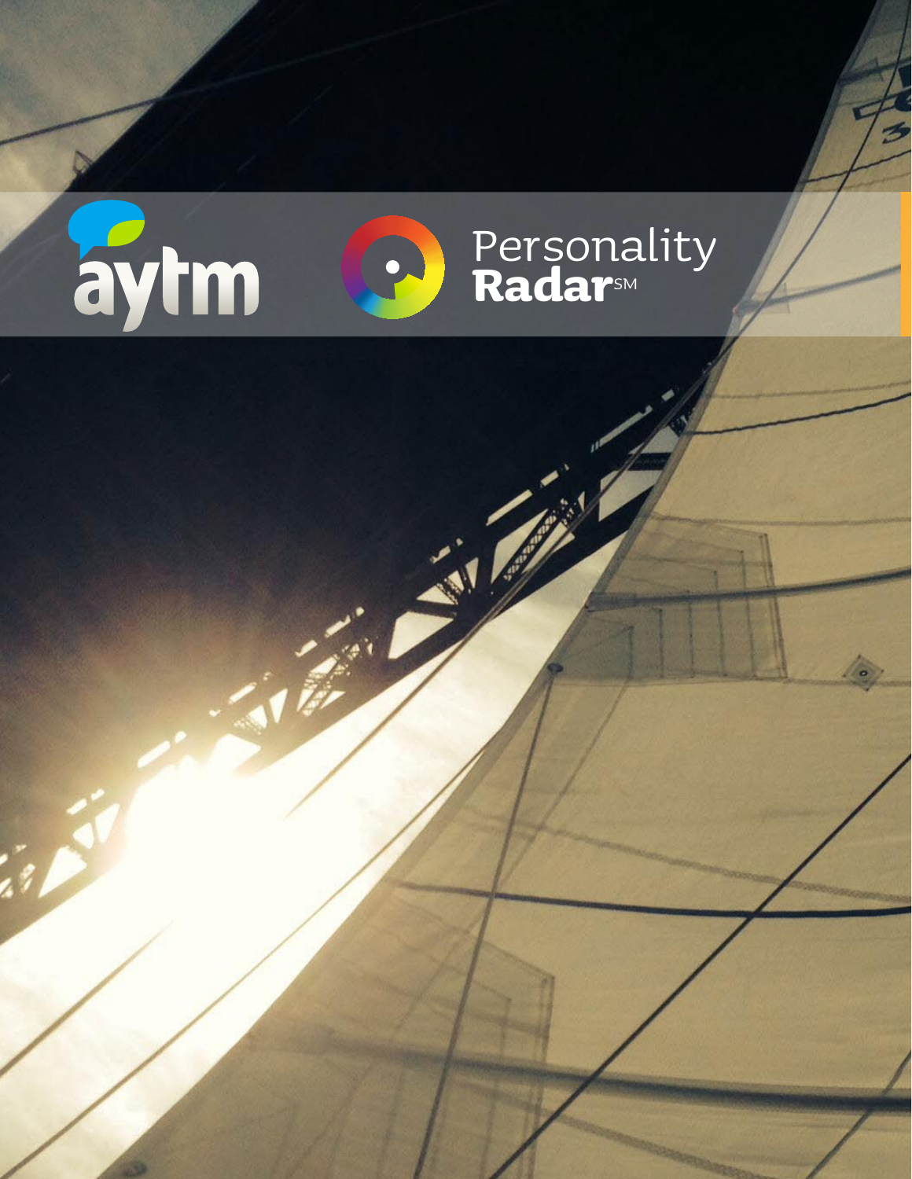aytm

Personality Radar℠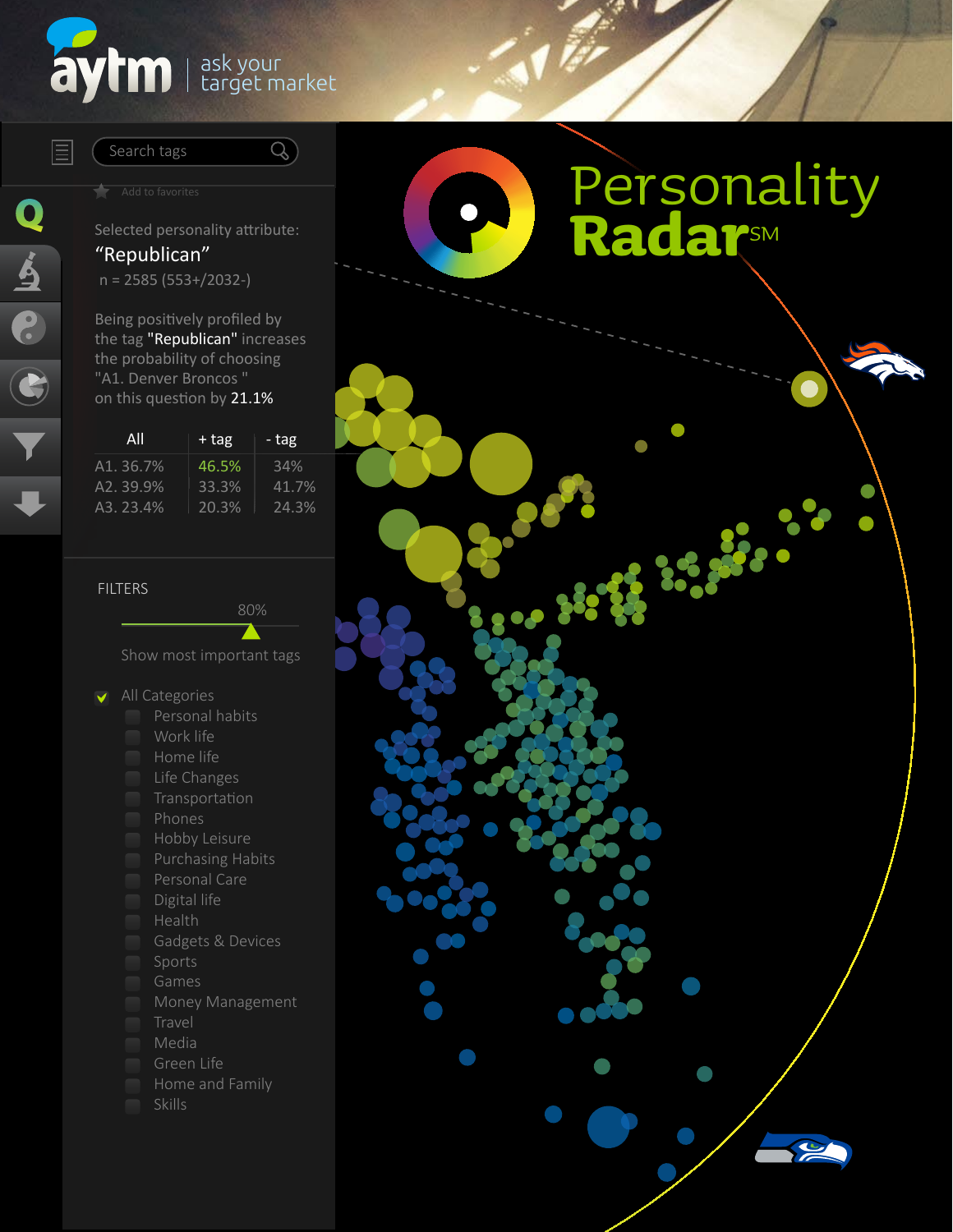aytm ask your target market

Search tags

Add to favorites

Selected personality attribute:

“Republican”

n = 2585 (553+/2032-)

Being positively profiled by the tag "Republican" increases the probability of choosing "A1. Denver Broncos " on this question by 21.1%

| All | + tag | - tag |
|---|---|---|
| A1. 36.7% | 46.5% | 34% |
| A2. 39.9% | 33.3% | 41.7% |
| A3. 23.4% | 20.3% | 24.3% |

FILTERS

80%

Show most important tags

- All Categories
  - Personal habits
  - Work life
  - Home life
  - Life Changes
  - Transportation
  - Phones
  - Hobby Leisure
  - Purchasing Habits
  - Personal Care
  - Digital life
  - Health
  - Gadgets & Devices
  - Sports
  - Games
  - Money Management
  - Travel
  - Media
  - Green Life
  - Home and Family
  - Skills

# Personality Radar[SM]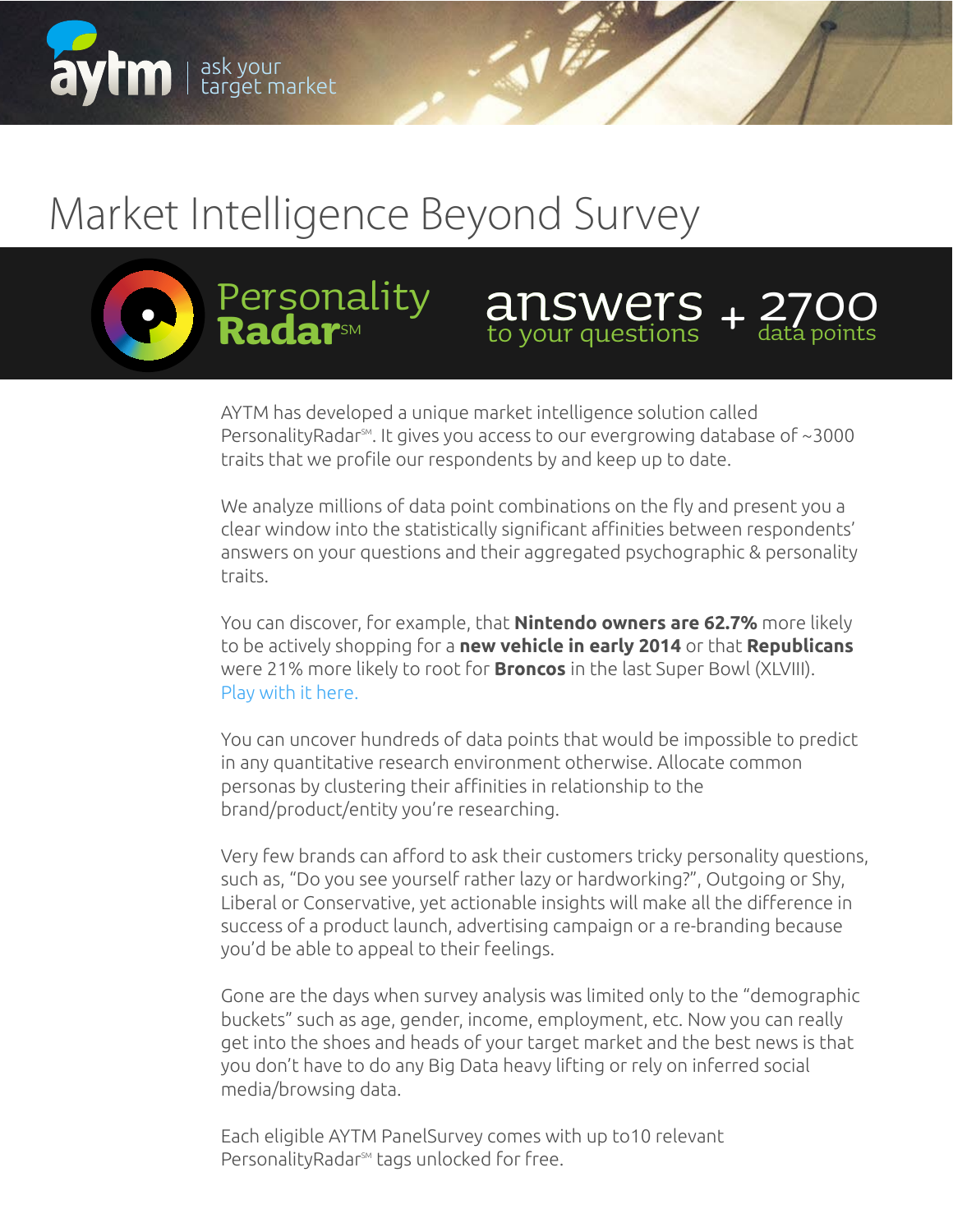aytm | ask your target market

# Market Intelligence Beyond Survey

**Personality Radar℠** — **answers** to your questions + **2700** data points

AYTM has developed a unique market intelligence solution called PersonalityRadar℠. It gives you access to our evergrowing database of ~3000 traits that we profile our respondents by and keep up to date.

We analyze millions of data point combinations on the fly and present you a clear window into the statistically significant affinities between respondents' answers on your questions and their aggregated psychographic & personality traits.

You can discover, for example, that **Nintendo owners are 62.7%** more likely to be actively shopping for a **new vehicle in early 2014** or that **Republicans** were 21% more likely to root for **Broncos** in the last Super Bowl (XLVIII). Play with it here.

You can uncover hundreds of data points that would be impossible to predict in any quantitative research environment otherwise. Allocate common personas by clustering their affinities in relationship to the brand/product/entity you're researching.

Very few brands can afford to ask their customers tricky personality questions, such as, "Do you see yourself rather lazy or hardworking?", Outgoing or Shy, Liberal or Conservative, yet actionable insights will make all the difference in success of a product launch, advertising campaign or a re-branding because you'd be able to appeal to their feelings.

Gone are the days when survey analysis was limited only to the "demographic buckets" such as age, gender, income, employment, etc. Now you can really get into the shoes and heads of your target market and the best news is that you don't have to do any Big Data heavy lifting or rely on inferred social media/browsing data.

Each eligible AYTM PanelSurvey comes with up to10 relevant PersonalityRadar℠ tags unlocked for free.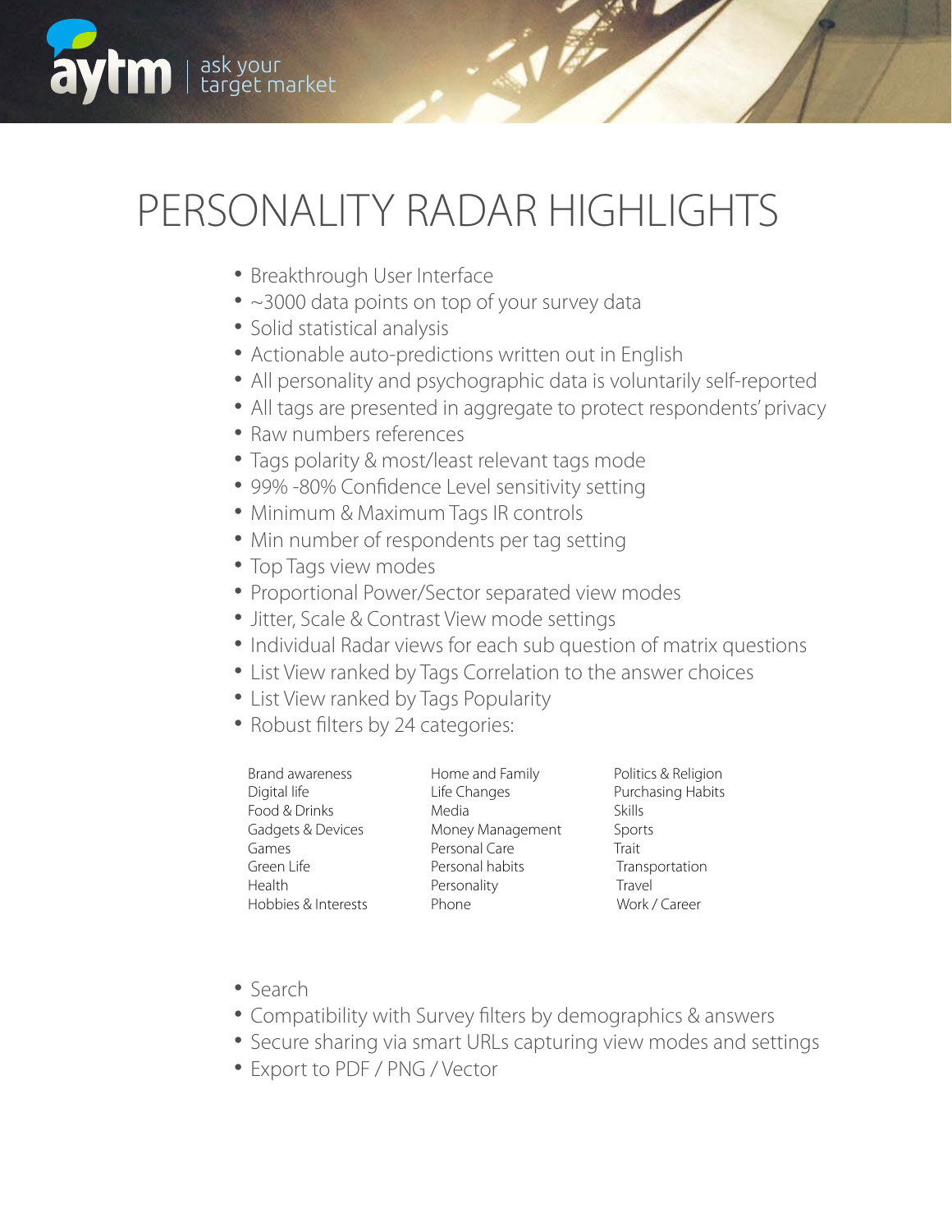# PERSONALITY RADAR HIGHLIGHTS

- Breakthrough User Interface
- ~3000 data points on top of your survey data
- Solid statistical analysis
- Actionable auto-predictions written out in English
- All personality and psychographic data is voluntarily self-reported
- All tags are presented in aggregate to protect respondents' privacy
- Raw numbers references
- Tags polarity & most/least relevant tags mode
- 99% -80% Confidence Level sensitivity setting
- Minimum & Maximum Tags IR controls
- Min number of respondents per tag setting
- Top Tags view modes
- Proportional Power/Sector separated view modes
- Jitter, Scale & Contrast View mode settings
- Individual Radar views for each sub question of matrix questions
- List View ranked by Tags Correlation to the answer choices
- List View ranked by Tags Popularity
- Robust filters by 24 categories:

| | | |
|---|---|---|
| Brand awareness | Home and Family | Politics & Religion |
| Digital life | Life Changes | Purchasing Habits |
| Food & Drinks | Media | Skills |
| Gadgets & Devices | Money Management | Sports |
| Games | Personal Care | Trait |
| Green Life | Personal habits | Transportation |
| Health | Personality | Travel |
| Hobbies & Interests | Phone | Work / Career |

- Search
- Compatibility with Survey filters by demographics & answers
- Secure sharing via smart URLs capturing view modes and settings
- Export to PDF / PNG / Vector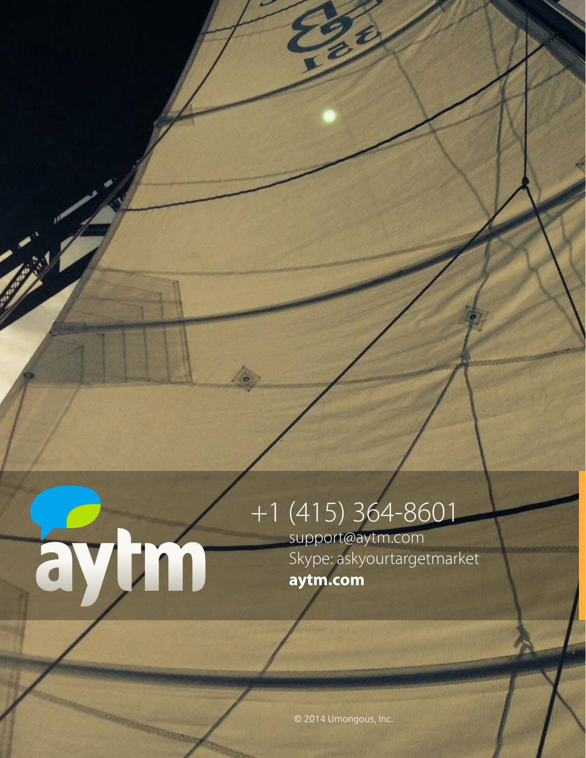aytm

+1 (415) 364-8601

support@aytm.com

Skype: askyourtargetmarket

**aytm.com**

© 2014 Umongous, Inc.